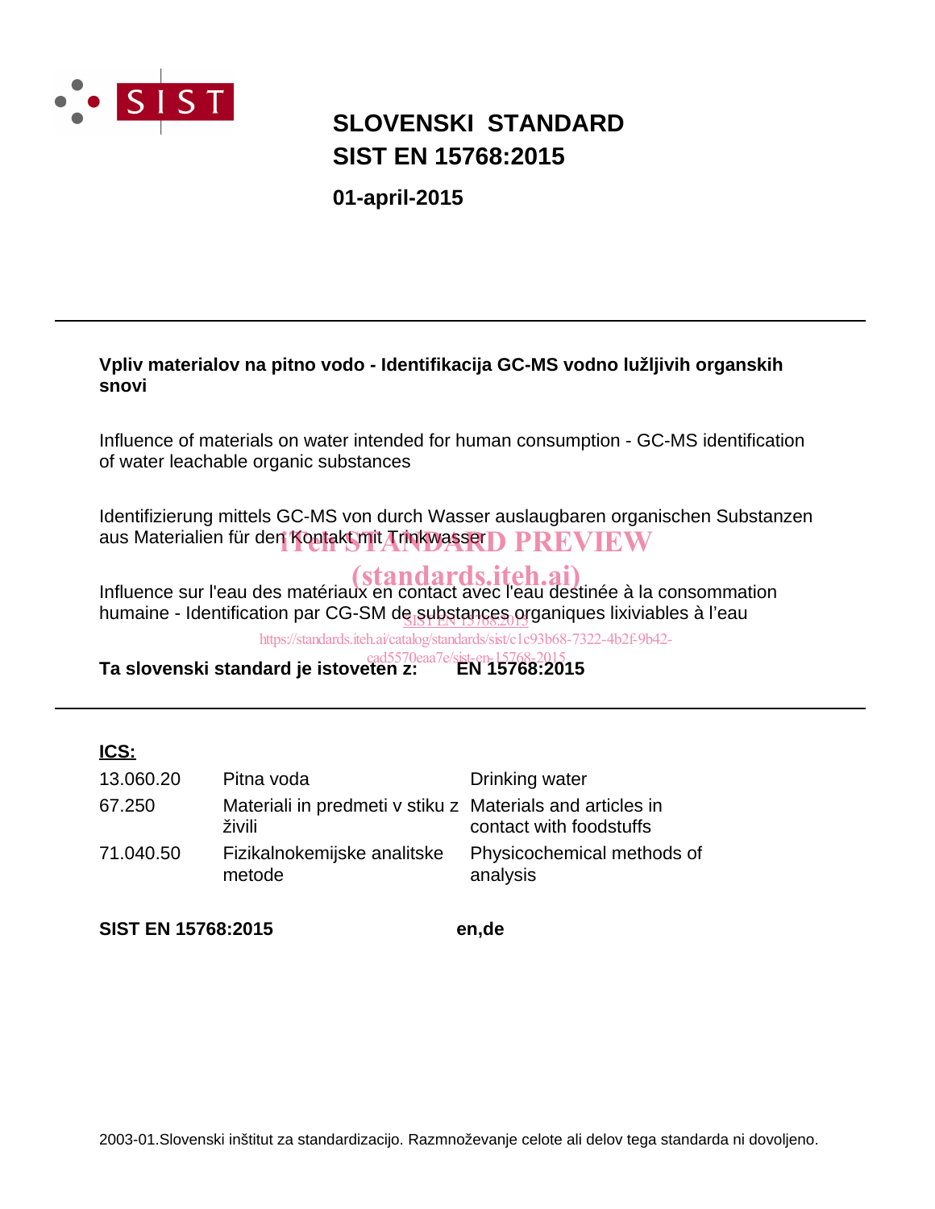# SLOVENSKI STANDARD
# SIST EN 15768:2015

**01-april-2015**

---

**Vpliv materialov na pitno vodo - Identifikacija GC-MS vodno lužljivih organskih snovi**

Influence of materials on water intended for human consumption - GC-MS identification of water leachable organic substances

Identifizierung mittels GC-MS von durch Wasser auslaugbaren organischen Substanzen aus Materialien für den Kontakt mit Trinkwasser

Influence sur l'eau des matériaux en contact avec l'eau destinée à la consommation humaine - Identification par CG-SM de substances organiques lixiviables à l'eau

**Ta slovenski standard je istoveten z:** **EN 15768:2015**

---

**ICS:**

| | | |
|---|---|---|
| 13.060.20 | Pitna voda | Drinking water |
| 67.250 | Materiali in predmeti v stiku z živili | Materials and articles in contact with foodstuffs |
| 71.040.50 | Fizikalnokemijske analitske metode | Physicochemical methods of analysis |

**SIST EN 15768:2015** **en,de**

2003-01.Slovenski inštitut za standardizacijo. Razmnoževanje celote ali delov tega standarda ni dovoljeno.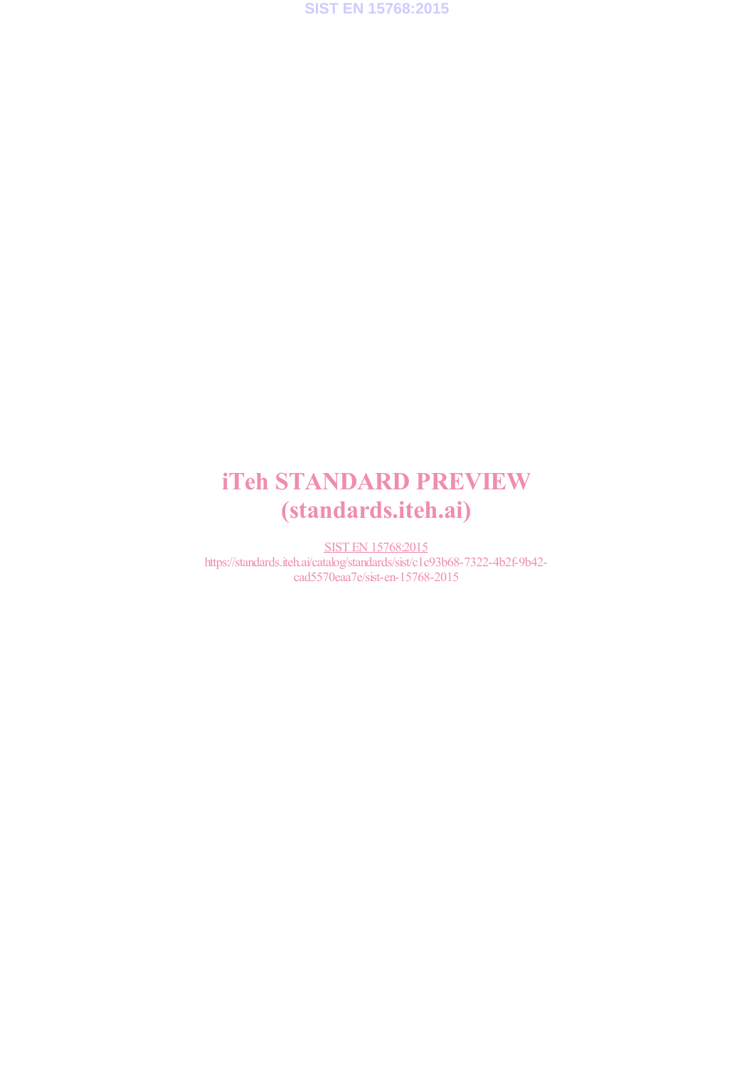iTeh STANDARD PREVIEW
(standards.iteh.ai)

SIST EN 15768:2015
https://standards.iteh.ai/catalog/standards/sist/c1c93b68-7322-4b2f-9b42-cad5570eaa7e/sist-en-15768-2015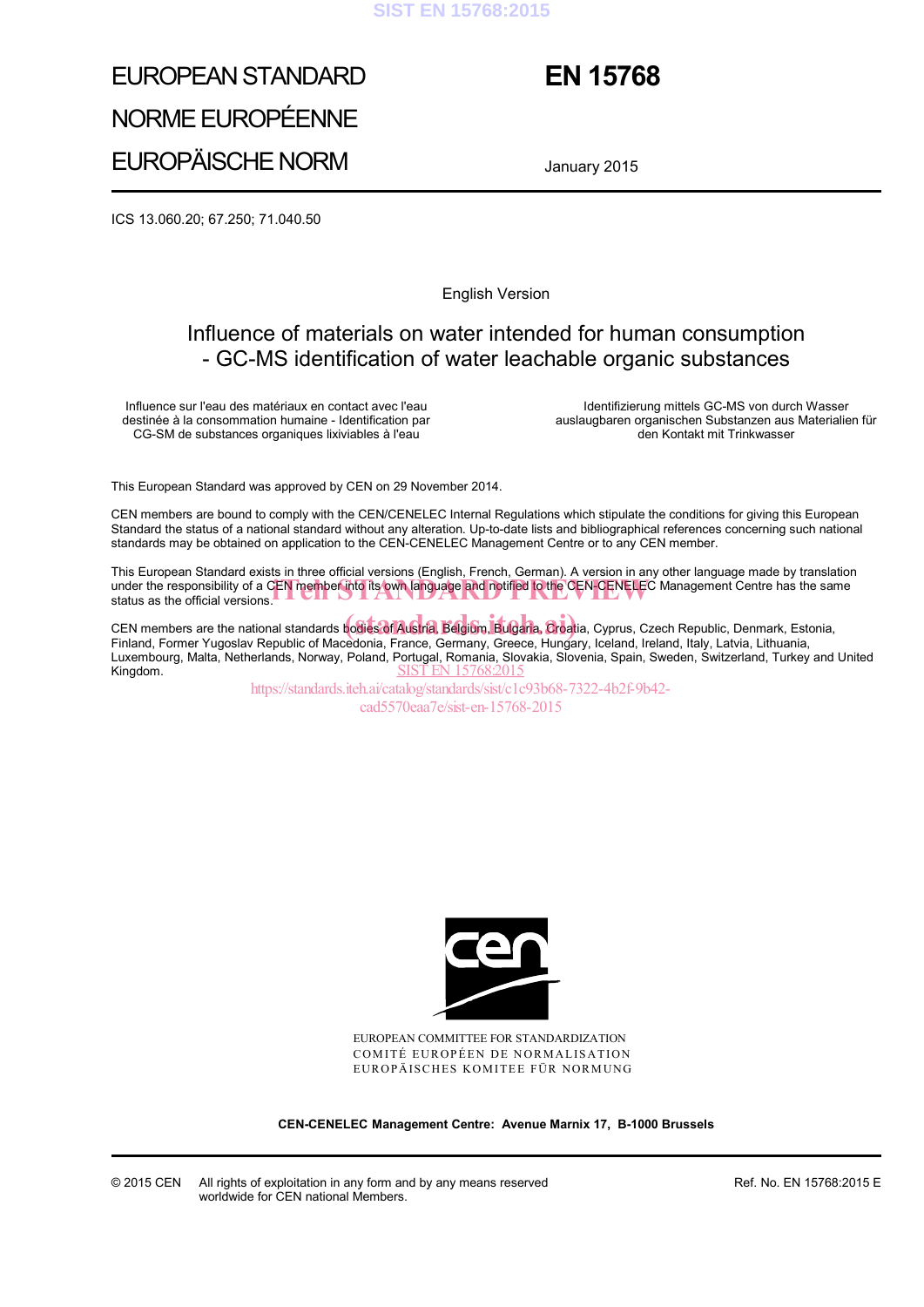# EUROPEAN STANDARD
# NORME EUROPÉENNE
# EUROPÄISCHE NORM

# EN 15768

January 2015

ICS 13.060.20; 67.250; 71.040.50

English Version

## Influence of materials on water intended for human consumption - GC-MS identification of water leachable organic substances

Influence sur l'eau des matériaux en contact avec l'eau destinée à la consommation humaine - Identification par CG-SM de substances organiques lixiviables à l'eau

Identifizierung mittels GC-MS von durch Wasser auslaugbaren organischen Substanzen aus Materialien für den Kontakt mit Trinkwasser

This European Standard was approved by CEN on 29 November 2014.

CEN members are bound to comply with the CEN/CENELEC Internal Regulations which stipulate the conditions for giving this European Standard the status of a national standard without any alteration. Up-to-date lists and bibliographical references concerning such national standards may be obtained on application to the CEN-CENELEC Management Centre or to any CEN member.

This European Standard exists in three official versions (English, French, German). A version in any other language made by translation under the responsibility of a CEN member into its own language and notified to the CEN-CENELEC Management Centre has the same status as the official versions.

CEN members are the national standards bodies of Austria, Belgium, Bulgaria, Croatia, Cyprus, Czech Republic, Denmark, Estonia, Finland, Former Yugoslav Republic of Macedonia, France, Germany, Greece, Hungary, Iceland, Ireland, Italy, Latvia, Lithuania, Luxembourg, Malta, Netherlands, Norway, Poland, Portugal, Romania, Slovakia, Slovenia, Spain, Sweden, Switzerland, Turkey and United Kingdom.

EUROPEAN COMMITTEE FOR STANDARDIZATION
COMITÉ EUROPÉEN DE NORMALISATION
EUROPÄISCHES KOMITEE FÜR NORMUNG

**CEN-CENELEC Management Centre: Avenue Marnix 17, B-1000 Brussels**

© 2015 CEN All rights of exploitation in any form and by any means reserved worldwide for CEN national Members.

Ref. No. EN 15768:2015 E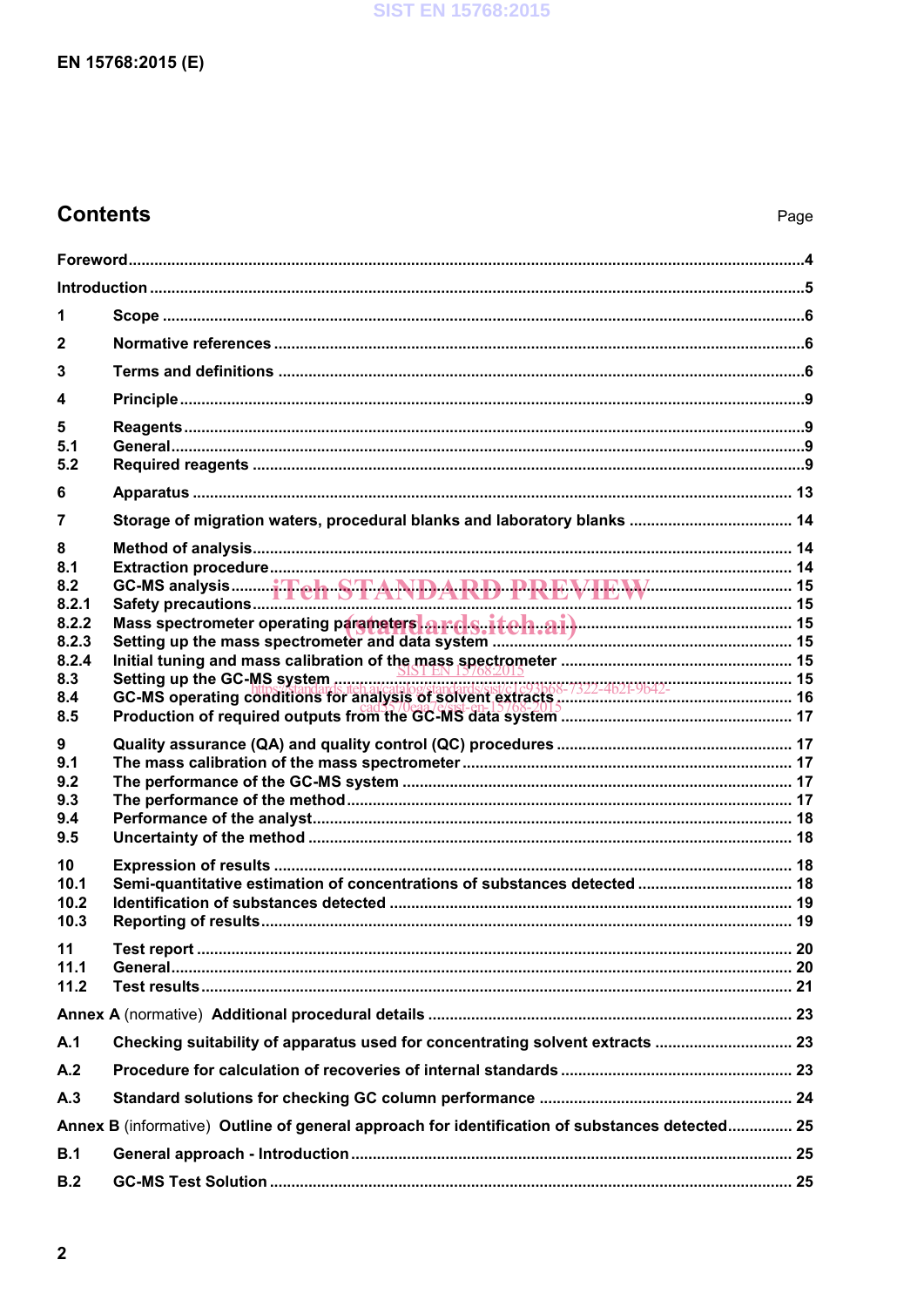# Contents

Page

Foreword ... 4

Introduction ... 5

1 Scope ... 6

2 Normative references ... 6

3 Terms and definitions ... 6

4 Principle ... 9

5 Reagents ... 9
5.1 General ... 9
5.2 Required reagents ... 9

6 Apparatus ... 13

7 Storage of migration waters, procedural blanks and laboratory blanks ... 14

8 Method of analysis ... 14
8.1 Extraction procedure ... 14
8.2 GC-MS analysis ... 15
8.2.1 Safety precautions ... 15
8.2.2 Mass spectrometer operating parameters ... 15
8.2.3 Setting up the mass spectrometer and data system ... 15
8.2.4 Initial tuning and mass calibration of the mass spectrometer ... 15
8.3 Setting up the GC-MS system ... 15
8.4 GC-MS operating conditions for analysis of solvent extracts ... 16
8.5 Production of required outputs from the GC-MS data system ... 17

9 Quality assurance (QA) and quality control (QC) procedures ... 17
9.1 The mass calibration of the mass spectrometer ... 17
9.2 The performance of the GC-MS system ... 17
9.3 The performance of the method ... 17
9.4 Performance of the analyst ... 18
9.5 Uncertainty of the method ... 18

10 Expression of results ... 18
10.1 Semi-quantitative estimation of concentrations of substances detected ... 18
10.2 Identification of substances detected ... 19
10.3 Reporting of results ... 19

11 Test report ... 20
11.1 General ... 20
11.2 Test results ... 21

Annex A (normative) Additional procedural details ... 23

A.1 Checking suitability of apparatus used for concentrating solvent extracts ... 23

A.2 Procedure for calculation of recoveries of internal standards ... 23

A.3 Standard solutions for checking GC column performance ... 24

Annex B (informative) Outline of general approach for identification of substances detected ... 25

B.1 General approach - Introduction ... 25

B.2 GC-MS Test Solution ... 25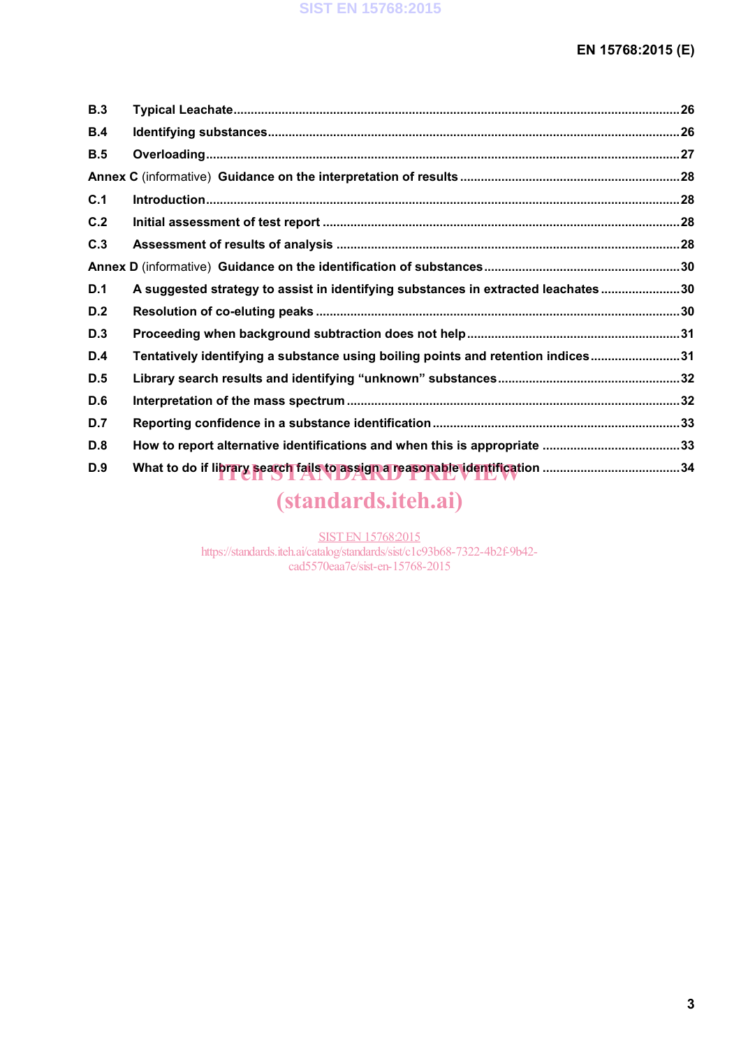B.3 Typical Leachate ... 26

B.4 Identifying substances ... 26

B.5 Overloading ... 27

Annex C (informative) Guidance on the interpretation of results ... 28

C.1 Introduction ... 28

C.2 Initial assessment of test report ... 28

C.3 Assessment of results of analysis ... 28

Annex D (informative) Guidance on the identification of substances ... 30

D.1 A suggested strategy to assist in identifying substances in extracted leachates ... 30

D.2 Resolution of co-eluting peaks ... 30

D.3 Proceeding when background subtraction does not help ... 31

D.4 Tentatively identifying a substance using boiling points and retention indices ... 31

D.5 Library search results and identifying “unknown” substances ... 32

D.6 Interpretation of the mass spectrum ... 32

D.7 Reporting confidence in a substance identification ... 33

D.8 How to report alternative identifications and when this is appropriate ... 33

D.9 What to do if library search fails to assign a reasonable identification ... 34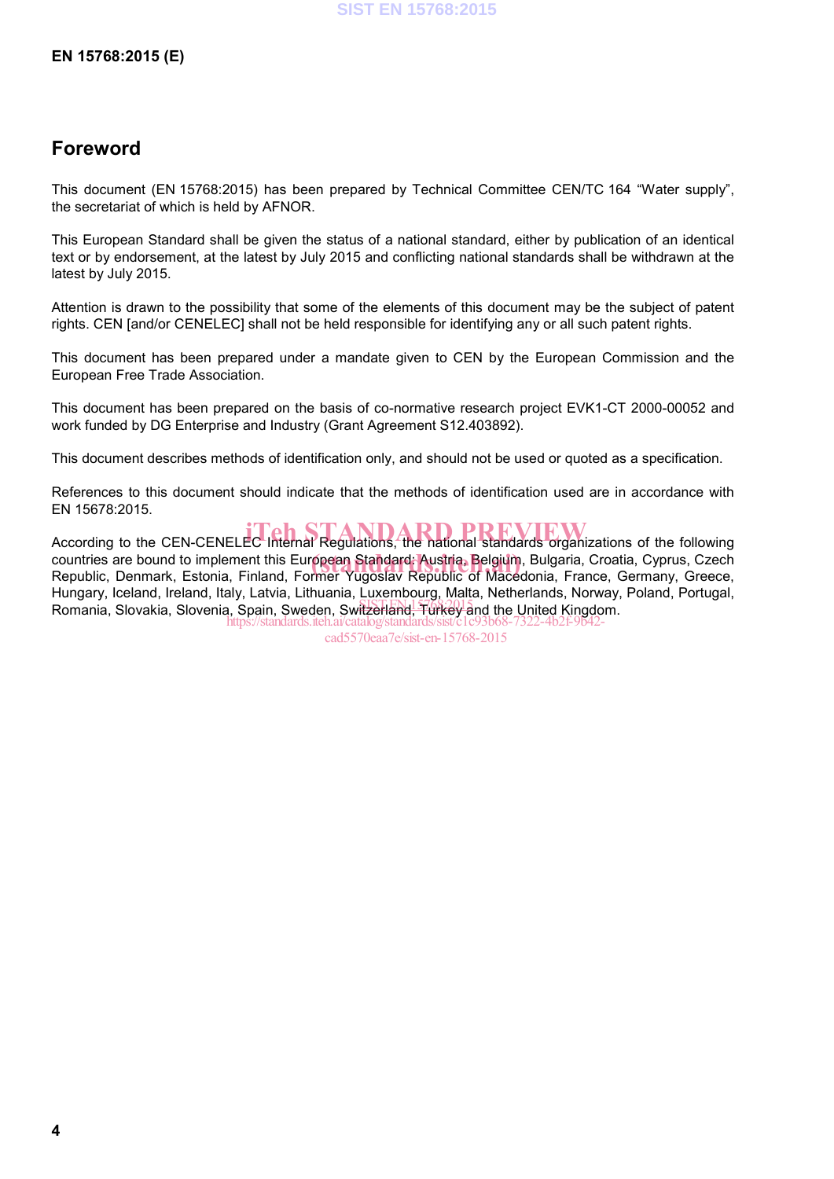## Foreword

This document (EN 15768:2015) has been prepared by Technical Committee CEN/TC 164 "Water supply", the secretariat of which is held by AFNOR.

This European Standard shall be given the status of a national standard, either by publication of an identical text or by endorsement, at the latest by July 2015 and conflicting national standards shall be withdrawn at the latest by July 2015.

Attention is drawn to the possibility that some of the elements of this document may be the subject of patent rights. CEN [and/or CENELEC] shall not be held responsible for identifying any or all such patent rights.

This document has been prepared under a mandate given to CEN by the European Commission and the European Free Trade Association.

This document has been prepared on the basis of co-normative research project EVK1-CT 2000-00052 and work funded by DG Enterprise and Industry (Grant Agreement S12.403892).

This document describes methods of identification only, and should not be used or quoted as a specification.

References to this document should indicate that the methods of identification used are in accordance with EN 15678:2015.

According to the CEN-CENELEC Internal Regulations, the national standards organizations of the following countries are bound to implement this European Standard: Austria, Belgium, Bulgaria, Croatia, Cyprus, Czech Republic, Denmark, Estonia, Finland, Former Yugoslav Republic of Macedonia, France, Germany, Greece, Hungary, Iceland, Ireland, Italy, Latvia, Lithuania, Luxembourg, Malta, Netherlands, Norway, Poland, Portugal, Romania, Slovakia, Slovenia, Spain, Sweden, Switzerland, Turkey and the United Kingdom.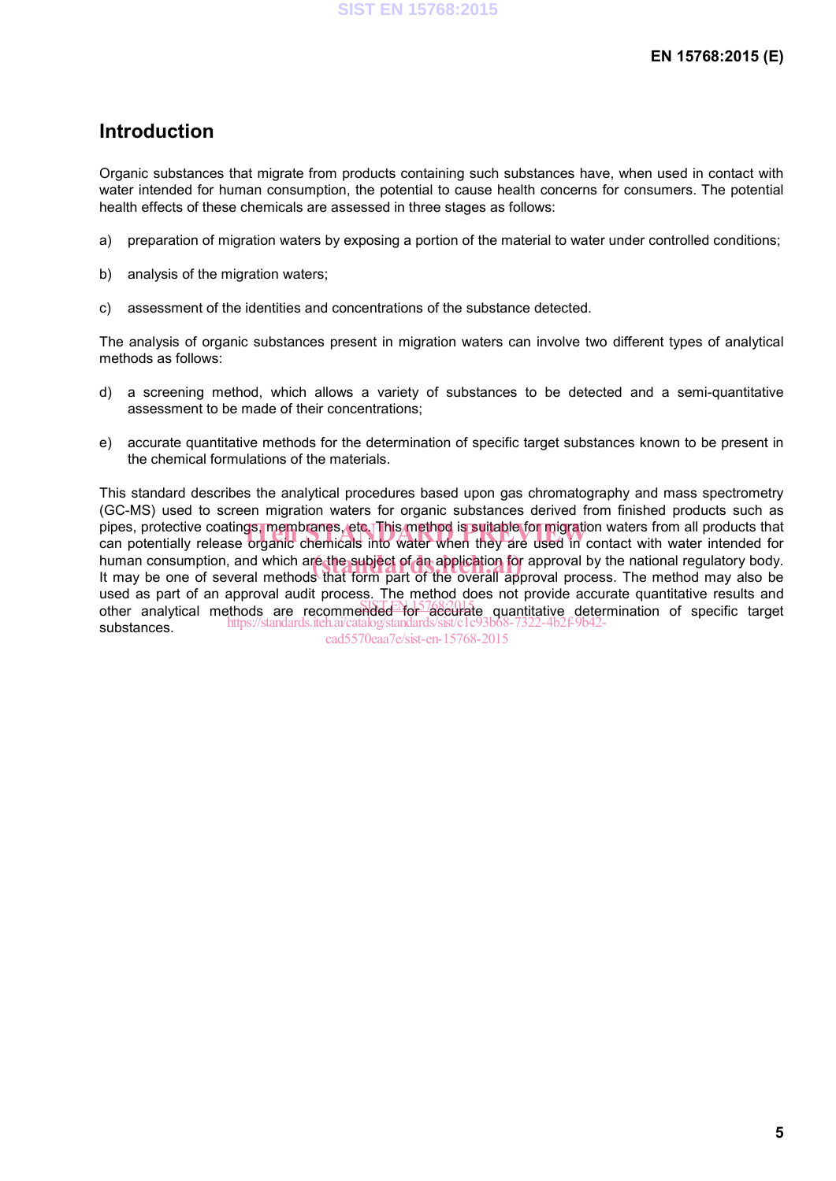# Introduction

Organic substances that migrate from products containing such substances have, when used in contact with water intended for human consumption, the potential to cause health concerns for consumers. The potential health effects of these chemicals are assessed in three stages as follows:

a) preparation of migration waters by exposing a portion of the material to water under controlled conditions;

b) analysis of the migration waters;

c) assessment of the identities and concentrations of the substance detected.

The analysis of organic substances present in migration waters can involve two different types of analytical methods as follows:

d) a screening method, which allows a variety of substances to be detected and a semi-quantitative assessment to be made of their concentrations;

e) accurate quantitative methods for the determination of specific target substances known to be present in the chemical formulations of the materials.

This standard describes the analytical procedures based upon gas chromatography and mass spectrometry (GC-MS) used to screen migration waters for organic substances derived from finished products such as pipes, protective coatings, membranes, etc. This method is suitable for migration waters from all products that can potentially release organic chemicals into water when they are used in contact with water intended for human consumption, and which are the subject of an application for approval by the national regulatory body. It may be one of several methods that form part of the overall approval process. The method may also be used as part of an approval audit process. The method does not provide accurate quantitative results and other analytical methods are recommended for accurate quantitative determination of specific target substances.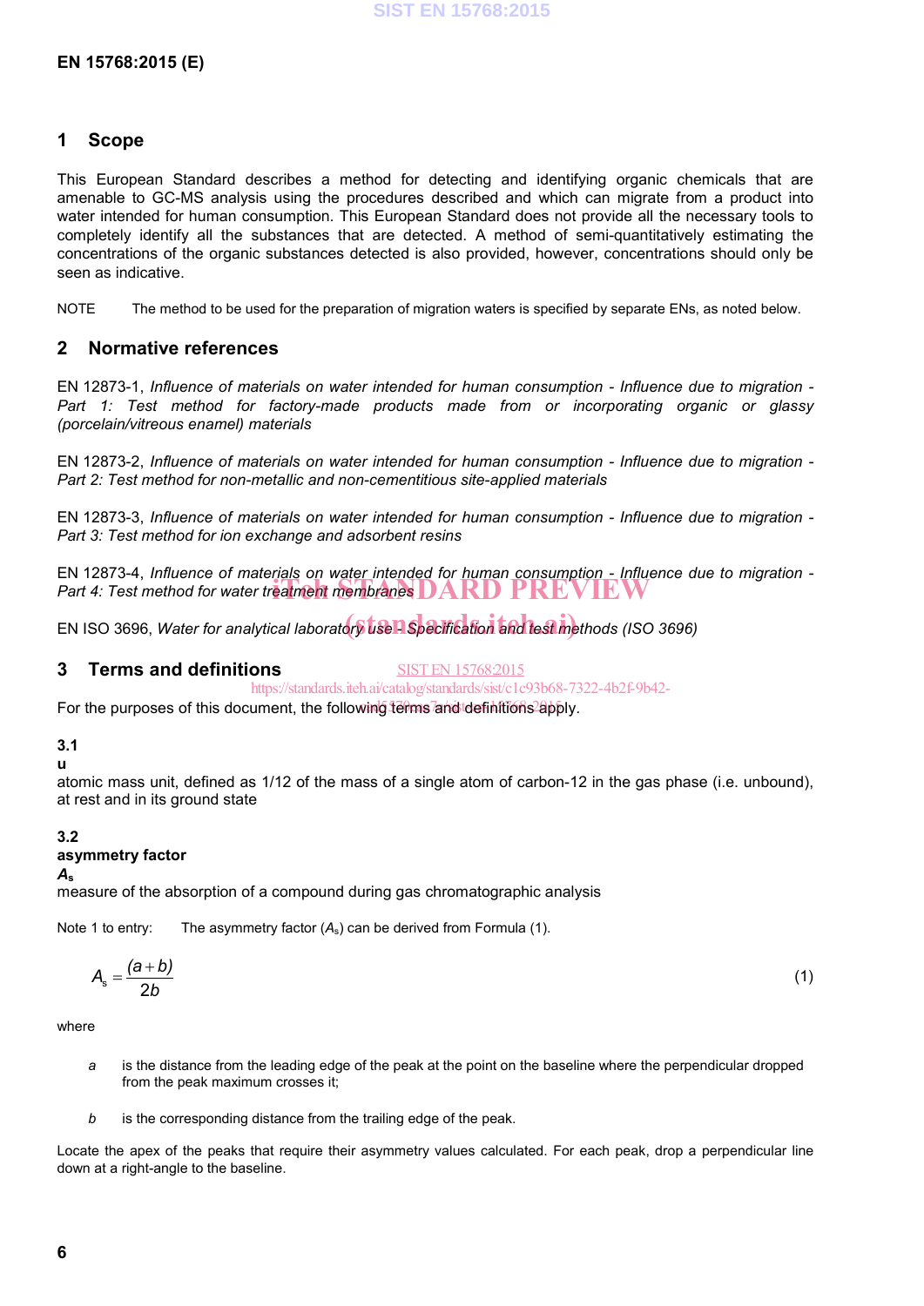## 1 Scope

This European Standard describes a method for detecting and identifying organic chemicals that are amenable to GC-MS analysis using the procedures described and which can migrate from a product into water intended for human consumption. This European Standard does not provide all the necessary tools to completely identify all the substances that are detected. A method of semi-quantitatively estimating the concentrations of the organic substances detected is also provided, however, concentrations should only be seen as indicative.

NOTE The method to be used for the preparation of migration waters is specified by separate ENs, as noted below.

## 2 Normative references

EN 12873-1, *Influence of materials on water intended for human consumption - Influence due to migration - Part 1: Test method for factory-made products made from or incorporating organic or glassy (porcelain/vitreous enamel) materials*

EN 12873-2, *Influence of materials on water intended for human consumption - Influence due to migration - Part 2: Test method for non-metallic and non-cementitious site-applied materials*

EN 12873-3, *Influence of materials on water intended for human consumption - Influence due to migration - Part 3: Test method for ion exchange and adsorbent resins*

EN 12873-4, *Influence of materials on water intended for human consumption - Influence due to migration - Part 4: Test method for water treatment membranes*

EN ISO 3696, *Water for analytical laboratory use - Specification and test methods (ISO 3696)*

## 3 Terms and definitions

For the purposes of this document, the following terms and definitions apply.

### 3.1
**u**

atomic mass unit, defined as 1/12 of the mass of a single atom of carbon-12 in the gas phase (i.e. unbound), at rest and in its ground state

### 3.2
**asymmetry factor**

**$A_s$**

measure of the absorption of a compound during gas chromatographic analysis

Note 1 to entry: The asymmetry factor ($A_s$) can be derived from Formula (1).

$$A_s = \frac{(a+b)}{2b} \quad (1)$$

where

- *a* is the distance from the leading edge of the peak at the point on the baseline where the perpendicular dropped from the peak maximum crosses it;
- *b* is the corresponding distance from the trailing edge of the peak.

Locate the apex of the peaks that require their asymmetry values calculated. For each peak, drop a perpendicular line down at a right-angle to the baseline.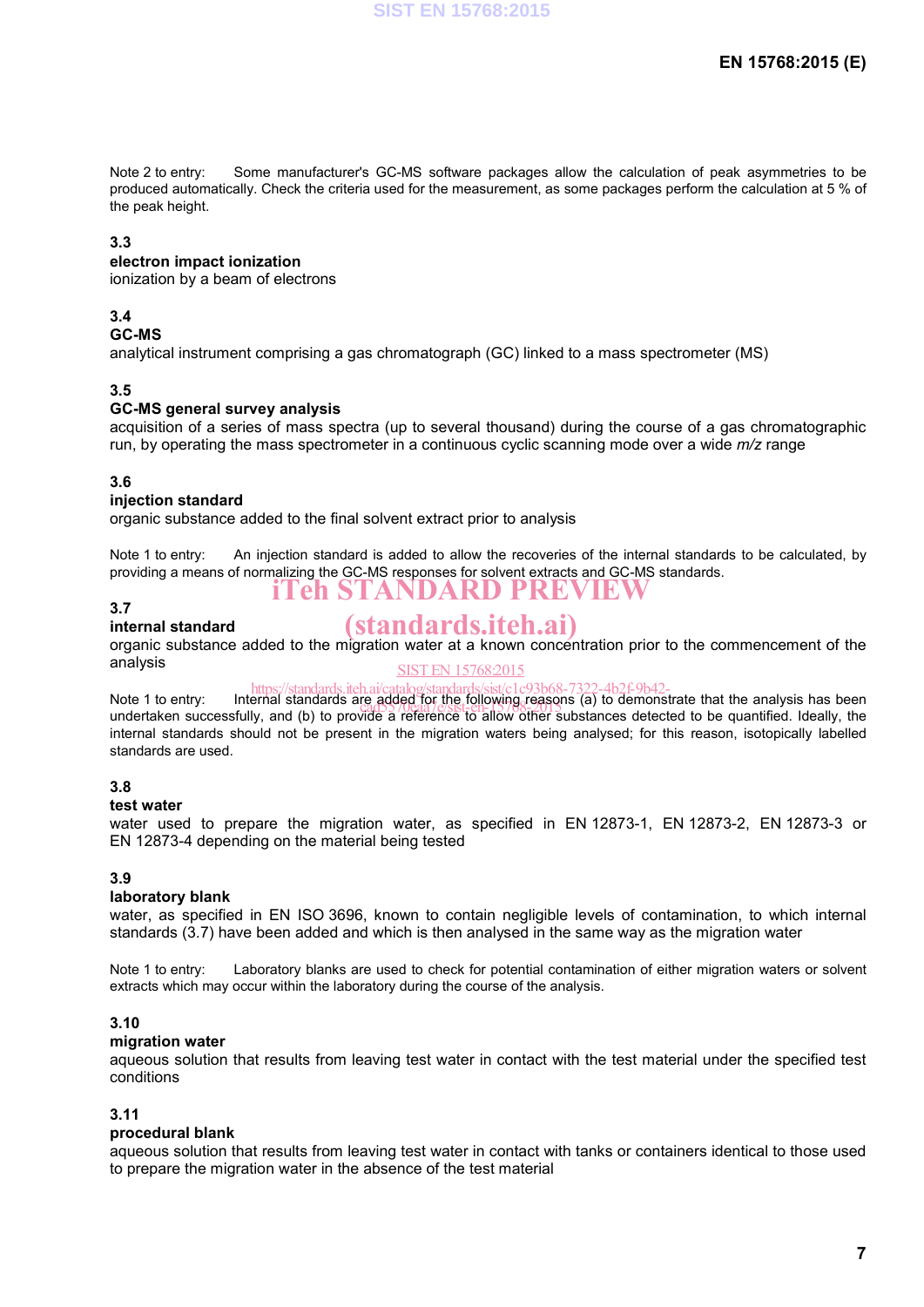Note 2 to entry: Some manufacturer's GC-MS software packages allow the calculation of peak asymmetries to be produced automatically. Check the criteria used for the measurement, as some packages perform the calculation at 5 % of the peak height.

**3.3**
**electron impact ionization**
ionization by a beam of electrons

**3.4**
**GC-MS**
analytical instrument comprising a gas chromatograph (GC) linked to a mass spectrometer (MS)

**3.5**
**GC-MS general survey analysis**
acquisition of a series of mass spectra (up to several thousand) during the course of a gas chromatographic run, by operating the mass spectrometer in a continuous cyclic scanning mode over a wide *m/z* range

**3.6**
**injection standard**
organic substance added to the final solvent extract prior to analysis

Note 1 to entry: An injection standard is added to allow the recoveries of the internal standards to be calculated, by providing a means of normalizing the GC-MS responses for solvent extracts and GC-MS standards.

**3.7**
**internal standard**
organic substance added to the migration water at a known concentration prior to the commencement of the analysis

Note 1 to entry: Internal standards are added for the following reasons (a) to demonstrate that the analysis has been undertaken successfully, and (b) to provide a reference to allow other substances detected to be quantified. Ideally, the internal standards should not be present in the migration waters being analysed; for this reason, isotopically labelled standards are used.

**3.8**
**test water**
water used to prepare the migration water, as specified in EN 12873-1, EN 12873-2, EN 12873-3 or EN 12873-4 depending on the material being tested

**3.9**
**laboratory blank**
water, as specified in EN ISO 3696, known to contain negligible levels of contamination, to which internal standards (3.7) have been added and which is then analysed in the same way as the migration water

Note 1 to entry: Laboratory blanks are used to check for potential contamination of either migration waters or solvent extracts which may occur within the laboratory during the course of the analysis.

**3.10**
**migration water**
aqueous solution that results from leaving test water in contact with the test material under the specified test conditions

**3.11**
**procedural blank**
aqueous solution that results from leaving test water in contact with tanks or containers identical to those used to prepare the migration water in the absence of the test material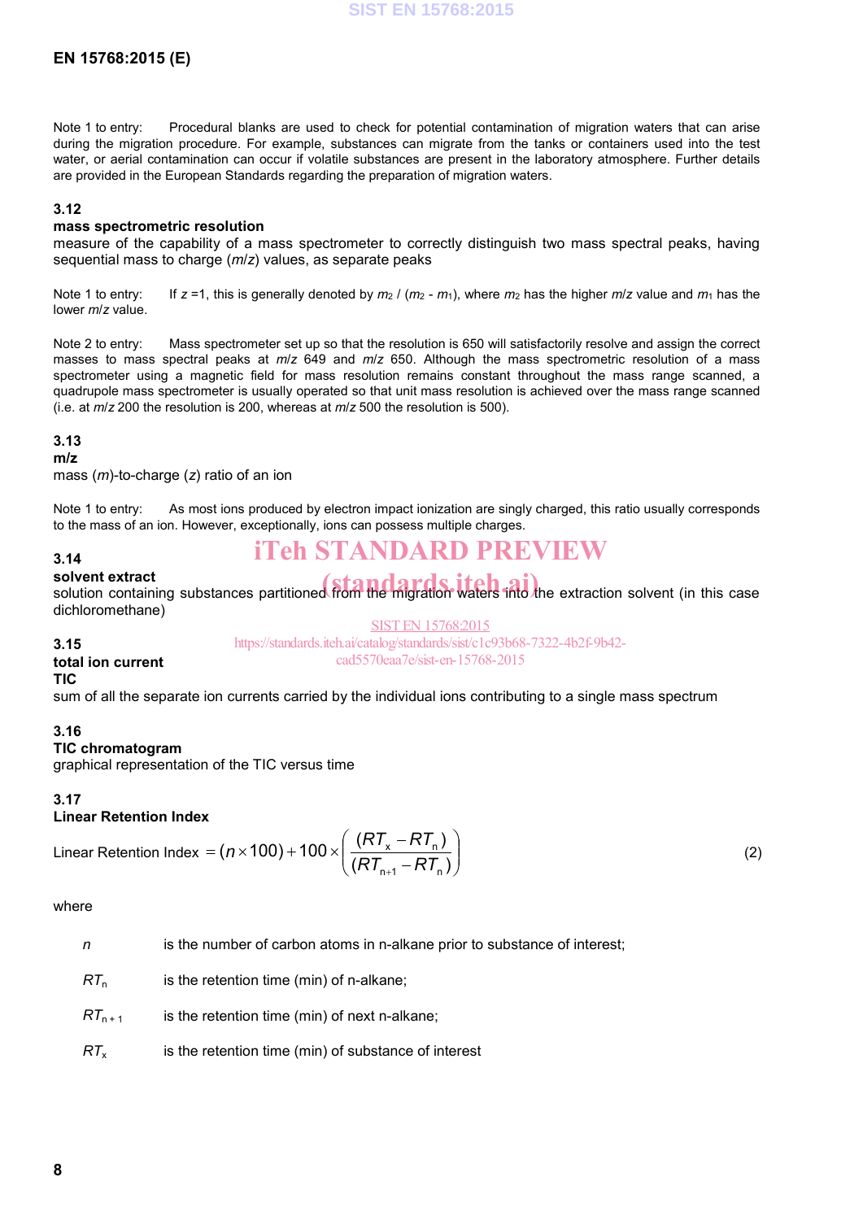Note 1 to entry: Procedural blanks are used to check for potential contamination of migration waters that can arise during the migration procedure. For example, substances can migrate from the tanks or containers used into the test water, or aerial contamination can occur if volatile substances are present in the laboratory atmosphere. Further details are provided in the European Standards regarding the preparation of migration waters.

**3.12**
**mass spectrometric resolution**
measure of the capability of a mass spectrometer to correctly distinguish two mass spectral peaks, having sequential mass to charge (*m*/*z*) values, as separate peaks

Note 1 to entry: If $z = 1$, this is generally denoted by $m_2 / (m_2 - m_1)$, where $m_2$ has the higher *m*/*z* value and $m_1$ has the lower *m*/*z* value.

Note 2 to entry: Mass spectrometer set up so that the resolution is 650 will satisfactorily resolve and assign the correct masses to mass spectral peaks at *m*/*z* 649 and *m*/*z* 650. Although the mass spectrometric resolution of a mass spectrometer using a magnetic field for mass resolution remains constant throughout the mass range scanned, a quadrupole mass spectrometer is usually operated so that unit mass resolution is achieved over the mass range scanned (i.e. at *m*/*z* 200 the resolution is 200, whereas at *m*/*z* 500 the resolution is 500).

**3.13**
**m/z**
mass (*m*)-to-charge (*z*) ratio of an ion

Note 1 to entry: As most ions produced by electron impact ionization are singly charged, this ratio usually corresponds to the mass of an ion. However, exceptionally, ions can possess multiple charges.

**3.14**
**solvent extract**
solution containing substances partitioned from the migration waters into the extraction solvent (in this case dichloromethane)

**3.15**
**total ion current**
**TIC**
sum of all the separate ion currents carried by the individual ions contributing to a single mass spectrum

**3.16**
**TIC chromatogram**
graphical representation of the TIC versus time

**3.17**
**Linear Retention Index**

$$\text{Linear Retention Index} = (n \times 100) + 100 \times \left( \frac{(RT_x - RT_n)}{(RT_{n+1} - RT_n)} \right) \tag{2}$$

where

- $n$ is the number of carbon atoms in n-alkane prior to substance of interest;
- $RT_n$ is the retention time (min) of n-alkane;
- $RT_{n+1}$ is the retention time (min) of next n-alkane;
- $RT_x$ is the retention time (min) of substance of interest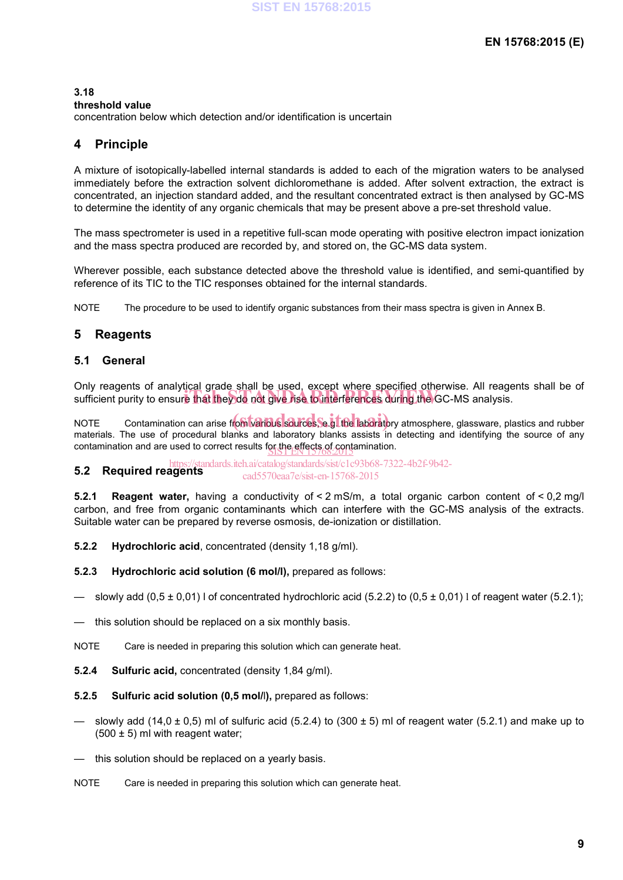**3.18**
**threshold value**
concentration below which detection and/or identification is uncertain

## 4 Principle

A mixture of isotopically-labelled internal standards is added to each of the migration waters to be analysed immediately before the extraction solvent dichloromethane is added. After solvent extraction, the extract is concentrated, an injection standard added, and the resultant concentrated extract is then analysed by GC-MS to determine the identity of any organic chemicals that may be present above a pre-set threshold value.

The mass spectrometer is used in a repetitive full-scan mode operating with positive electron impact ionization and the mass spectra produced are recorded by, and stored on, the GC-MS data system.

Wherever possible, each substance detected above the threshold value is identified, and semi-quantified by reference of its TIC to the TIC responses obtained for the internal standards.

NOTE The procedure to be used to identify organic substances from their mass spectra is given in Annex B.

## 5 Reagents

### 5.1 General

Only reagents of analytical grade shall be used, except where specified otherwise. All reagents shall be of sufficient purity to ensure that they do not give rise to interferences during the GC-MS analysis.

NOTE Contamination can arise from various sources, e.g. the laboratory atmosphere, glassware, plastics and rubber materials. The use of procedural blanks and laboratory blanks assists in detecting and identifying the source of any contamination and are used to correct results for the effects of contamination.

### 5.2 Required reagents

**5.2.1 Reagent water,** having a conductivity of < 2 mS/m, a total organic carbon content of < 0,2 mg/l carbon, and free from organic contaminants which can interfere with the GC-MS analysis of the extracts. Suitable water can be prepared by reverse osmosis, de-ionization or distillation.

**5.2.2 Hydrochloric acid**, concentrated (density 1,18 g/ml).

**5.2.3 Hydrochloric acid solution (6 mol/l),** prepared as follows:

— slowly add (0,5 ± 0,01) l of concentrated hydrochloric acid (5.2.2) to (0,5 ± 0,01) l of reagent water (5.2.1);

— this solution should be replaced on a six monthly basis.

NOTE Care is needed in preparing this solution which can generate heat.

**5.2.4 Sulfuric acid,** concentrated (density 1,84 g/ml).

**5.2.5 Sulfuric acid solution (0,5 mol/l),** prepared as follows:

— slowly add (14,0 ± 0,5) ml of sulfuric acid (5.2.4) to (300 ± 5) ml of reagent water (5.2.1) and make up to (500 ± 5) ml with reagent water;

— this solution should be replaced on a yearly basis.

NOTE Care is needed in preparing this solution which can generate heat.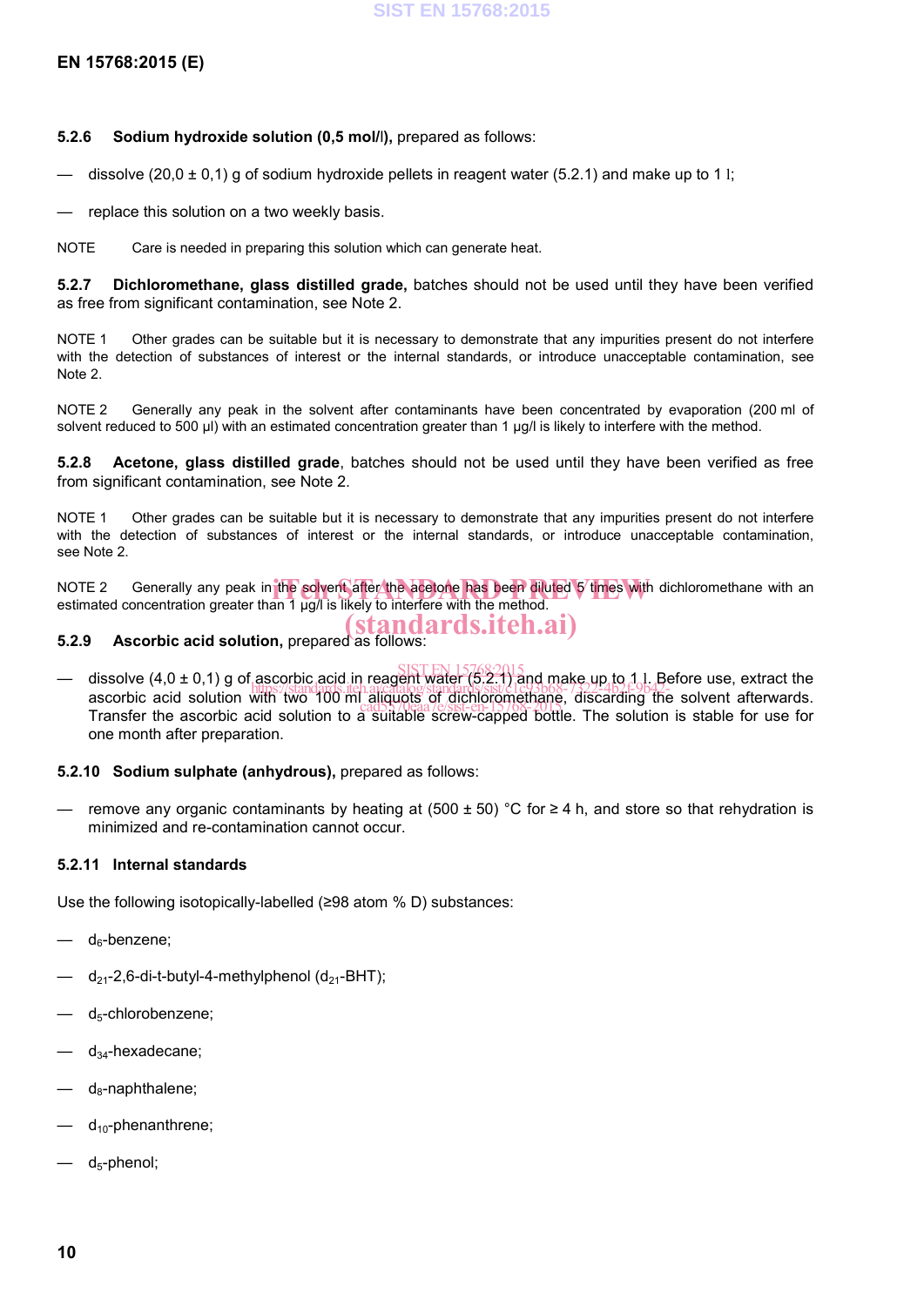**5.2.6 Sodium hydroxide solution (0,5 mol/l),** prepared as follows:

— dissolve (20,0 ± 0,1) g of sodium hydroxide pellets in reagent water (5.2.1) and make up to 1 l;

— replace this solution on a two weekly basis.

NOTE Care is needed in preparing this solution which can generate heat.

**5.2.7 Dichloromethane, glass distilled grade,** batches should not be used until they have been verified as free from significant contamination, see Note 2.

NOTE 1 Other grades can be suitable but it is necessary to demonstrate that any impurities present do not interfere with the detection of substances of interest or the internal standards, or introduce unacceptable contamination, see Note 2.

NOTE 2 Generally any peak in the solvent after contaminants have been concentrated by evaporation (200 ml of solvent reduced to 500 µl) with an estimated concentration greater than 1 µg/l is likely to interfere with the method.

**5.2.8 Acetone, glass distilled grade**, batches should not be used until they have been verified as free from significant contamination, see Note 2.

NOTE 1 Other grades can be suitable but it is necessary to demonstrate that any impurities present do not interfere with the detection of substances of interest or the internal standards, or introduce unacceptable contamination, see Note 2.

NOTE 2 Generally any peak in the solvent after the acetone has been diluted 5 times with dichloromethane with an estimated concentration greater than 1 µg/l is likely to interfere with the method.

**5.2.9 Ascorbic acid solution,** prepared as follows:

— dissolve (4,0 ± 0,1) g of ascorbic acid in reagent water (5.2.1) and make up to 1 l. Before use, extract the ascorbic acid solution with two 100 ml aliquots of dichloromethane, discarding the solvent afterwards. Transfer the ascorbic acid solution to a suitable screw-capped bottle. The solution is stable for use for one month after preparation.

**5.2.10 Sodium sulphate (anhydrous),** prepared as follows:

— remove any organic contaminants by heating at (500 ± 50) °C for ≥ 4 h, and store so that rehydration is minimized and re-contamination cannot occur.

**5.2.11 Internal standards**

Use the following isotopically-labelled (≥98 atom % D) substances:

— $d_6$-benzene;

— $d_{21}$-2,6-di-t-butyl-4-methylphenol ($d_{21}$-BHT);

— $d_5$-chlorobenzene;

— $d_{34}$-hexadecane;

— $d_8$-naphthalene;

— $d_{10}$-phenanthrene;

— $d_5$-phenol;